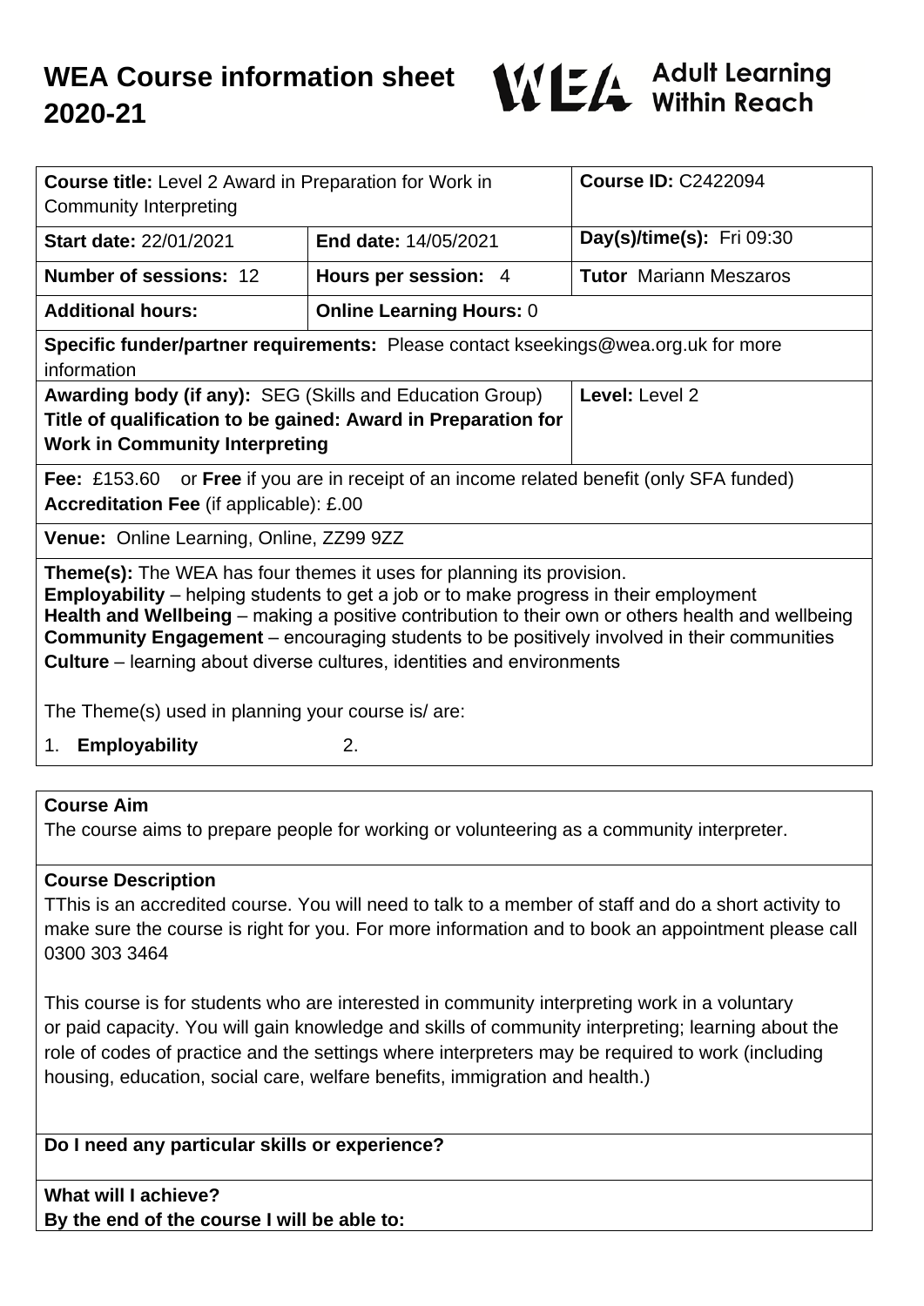# WEA Course information sheet 2020-21

WEA Adult Learning Within Reach

| | | |
|---|---|---|
| **Course title:** Level 2 Award in Preparation for Work in Community Interpreting | | **Course ID:** C2422094 |
| **Start date:** 22/01/2021 | **End date:** 14/05/2021 | **Day(s)/time(s):** Fri 09:30 |
| **Number of sessions:** 12 | **Hours per session:** 4 | **Tutor** Mariann Meszaros |
| **Additional hours:** | **Online Learning Hours:** 0 | |
| **Specific funder/partner requirements:** Please contact kseekings@wea.org.uk for more information | | |
| **Awarding body (if any):** SEG (Skills and Education Group) **Title of qualification to be gained: Award in Preparation for Work in Community Interpreting** | | **Level:** Level 2 |
| **Fee:** £153.60 or **Free** if you are in receipt of an income related benefit (only SFA funded) **Accreditation Fee** (if applicable): £.00 | | |
| **Venue:** Online Learning, Online, ZZ99 9ZZ | | |

**Theme(s):** The WEA has four themes it uses for planning its provision.
**Employability** – helping students to get a job or to make progress in their employment
**Health and Wellbeing** – making a positive contribution to their own or others health and wellbeing
**Community Engagement** – encouraging students to be positively involved in their communities
**Culture** – learning about diverse cultures, identities and environments

The Theme(s) used in planning your course is/ are:

1. **Employability** 2.

**Course Aim**

The course aims to prepare people for working or volunteering as a community interpreter.

**Course Description**

TThis is an accredited course. You will need to talk to a member of staff and do a short activity to make sure the course is right for you. For more information and to book an appointment please call 0300 303 3464

This course is for students who are interested in community interpreting work in a voluntary or paid capacity. You will gain knowledge and skills of community interpreting; learning about the role of codes of practice and the settings where interpreters may be required to work (including housing, education, social care, welfare benefits, immigration and health.)

**Do I need any particular skills or experience?**

**What will I achieve?**
**By the end of the course I will be able to:**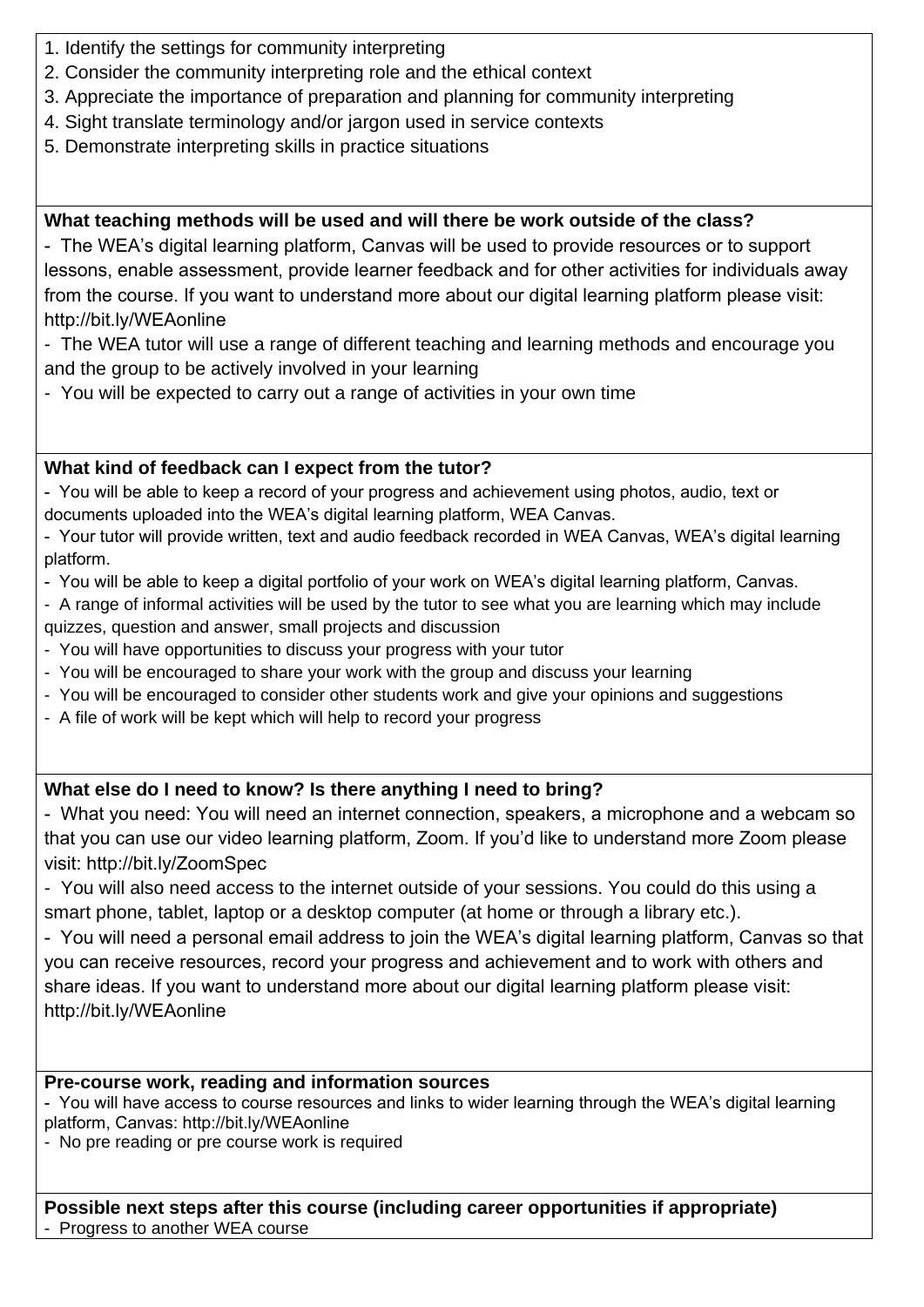1. Identify the settings for community interpreting
2. Consider the community interpreting role and the ethical context
3. Appreciate the importance of preparation and planning for community interpreting
4. Sight translate terminology and/or jargon used in service contexts
5. Demonstrate interpreting skills in practice situations

**What teaching methods will be used and will there be work outside of the class?**

- The WEA's digital learning platform, Canvas will be used to provide resources or to support lessons, enable assessment, provide learner feedback and for other activities for individuals away from the course. If you want to understand more about our digital learning platform please visit: http://bit.ly/WEAonline
- The WEA tutor will use a range of different teaching and learning methods and encourage you and the group to be actively involved in your learning
- You will be expected to carry out a range of activities in your own time

**What kind of feedback can I expect from the tutor?**

- You will be able to keep a record of your progress and achievement using photos, audio, text or documents uploaded into the WEA's digital learning platform, WEA Canvas.
- Your tutor will provide written, text and audio feedback recorded in WEA Canvas, WEA's digital learning platform.
- You will be able to keep a digital portfolio of your work on WEA's digital learning platform, Canvas.
- A range of informal activities will be used by the tutor to see what you are learning which may include quizzes, question and answer, small projects and discussion
- You will have opportunities to discuss your progress with your tutor
- You will be encouraged to share your work with the group and discuss your learning
- You will be encouraged to consider other students work and give your opinions and suggestions
- A file of work will be kept which will help to record your progress

**What else do I need to know? Is there anything I need to bring?**

- What you need: You will need an internet connection, speakers, a microphone and a webcam so that you can use our video learning platform, Zoom. If you'd like to understand more Zoom please visit: http://bit.ly/ZoomSpec
- You will also need access to the internet outside of your sessions. You could do this using a smart phone, tablet, laptop or a desktop computer (at home or through a library etc.).
- You will need a personal email address to join the WEA's digital learning platform, Canvas so that you can receive resources, record your progress and achievement and to work with others and share ideas. If you want to understand more about our digital learning platform please visit: http://bit.ly/WEAonline

**Pre-course work, reading and information sources**

- You will have access to course resources and links to wider learning through the WEA's digital learning platform, Canvas: http://bit.ly/WEAonline
- No pre reading or pre course work is required

**Possible next steps after this course (including career opportunities if appropriate)**

- Progress to another WEA course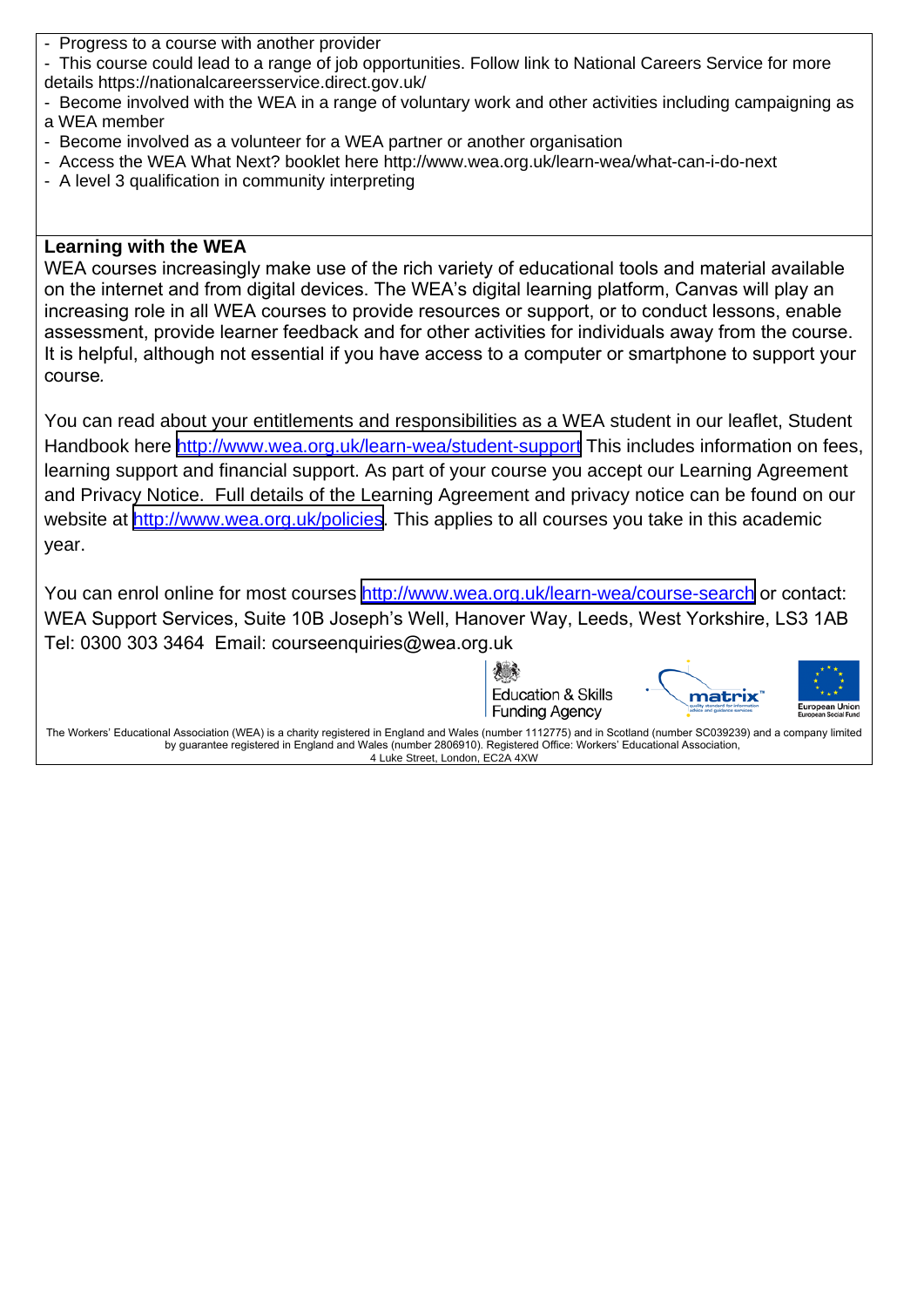- Progress to a course with another provider
- This course could lead to a range of job opportunities. Follow link to National Careers Service for more details https://nationalcareersservice.direct.gov.uk/
- Become involved with the WEA in a range of voluntary work and other activities including campaigning as a WEA member
- Become involved as a volunteer for a WEA partner or another organisation
- Access the WEA What Next? booklet here http://www.wea.org.uk/learn-wea/what-can-i-do-next
- A level 3 qualification in community interpreting

**Learning with the WEA**

WEA courses increasingly make use of the rich variety of educational tools and material available on the internet and from digital devices. The WEA's digital learning platform, Canvas will play an increasing role in all WEA courses to provide resources or support, or to conduct lessons, enable assessment, provide learner feedback and for other activities for individuals away from the course. It is helpful, although not essential if you have access to a computer or smartphone to support your course.

You can read about your entitlements and responsibilities as a WEA student in our leaflet, Student Handbook here http://www.wea.org.uk/learn-wea/student-support This includes information on fees, learning support and financial support. As part of your course you accept our Learning Agreement and Privacy Notice. Full details of the Learning Agreement and privacy notice can be found on our website at http://www.wea.org.uk/policies. This applies to all courses you take in this academic year.

You can enrol online for most courses http://www.wea.org.uk/learn-wea/course-search or contact: WEA Support Services, Suite 10B Joseph's Well, Hanover Way, Leeds, West Yorkshire, LS3 1AB
Tel: 0300 303 3464 Email: courseenquiries@wea.org.uk

Education & Skills Funding Agency

matrix

European Union
European Social Fund

The Workers' Educational Association (WEA) is a charity registered in England and Wales (number 1112775) and in Scotland (number SC039239) and a company limited by guarantee registered in England and Wales (number 2806910). Registered Office: Workers' Educational Association, 4 Luke Street, London, EC2A 4XW